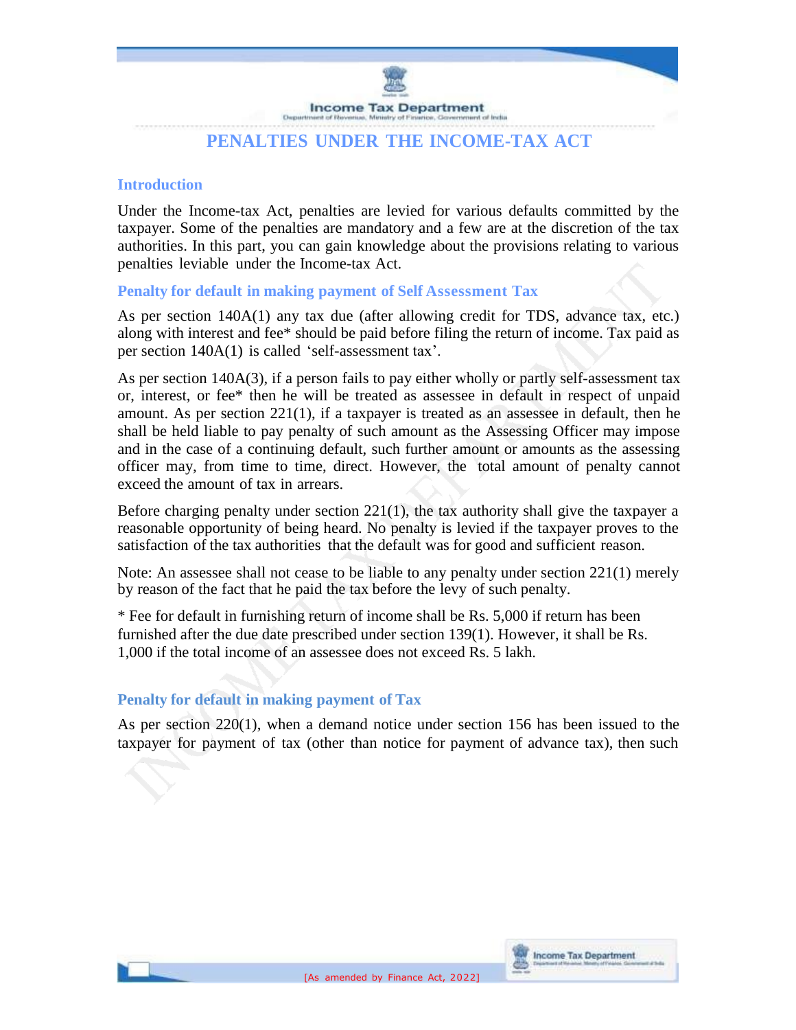# PENALTIES UNDER THE INCOME-TAX ACT

## Introduction

Under the Income-tax Act, penalties are levied for various defaults committed by the taxpayer. Some of the penalties are mandatory and a few are at the discretion of the tax authorities. In this part, you can gain knowledge about the provisions relating to various penalties leviable under the Income-tax Act.

## Penalty for default in making payment of Self Assessment Tax

As per section 140A(1) any tax due (after allowing credit for TDS, advance tax, etc.) along with interest and fee* should be paid before filing the return of income. Tax paid as per section 140A(1) is called 'self-assessment tax'.

As per section 140A(3), if a person fails to pay either wholly or partly self-assessment tax or, interest, or fee* then he will be treated as assessee in default in respect of unpaid amount. As per section 221(1), if a taxpayer is treated as an assessee in default, then he shall be held liable to pay penalty of such amount as the Assessing Officer may impose and in the case of a continuing default, such further amount or amounts as the assessing officer may, from time to time, direct. However, the total amount of penalty cannot exceed the amount of tax in arrears.

Before charging penalty under section 221(1), the tax authority shall give the taxpayer a reasonable opportunity of being heard. No penalty is levied if the taxpayer proves to the satisfaction of the tax authorities that the default was for good and sufficient reason.

Note: An assessee shall not cease to be liable to any penalty under section 221(1) merely by reason of the fact that he paid the tax before the levy of such penalty.

* Fee for default in furnishing return of income shall be Rs. 5,000 if return has been furnished after the due date prescribed under section 139(1). However, it shall be Rs. 1,000 if the total income of an assessee does not exceed Rs. 5 lakh.

## Penalty for default in making payment of Tax

As per section 220(1), when a demand notice under section 156 has been issued to the taxpayer for payment of tax (other than notice for payment of advance tax), then such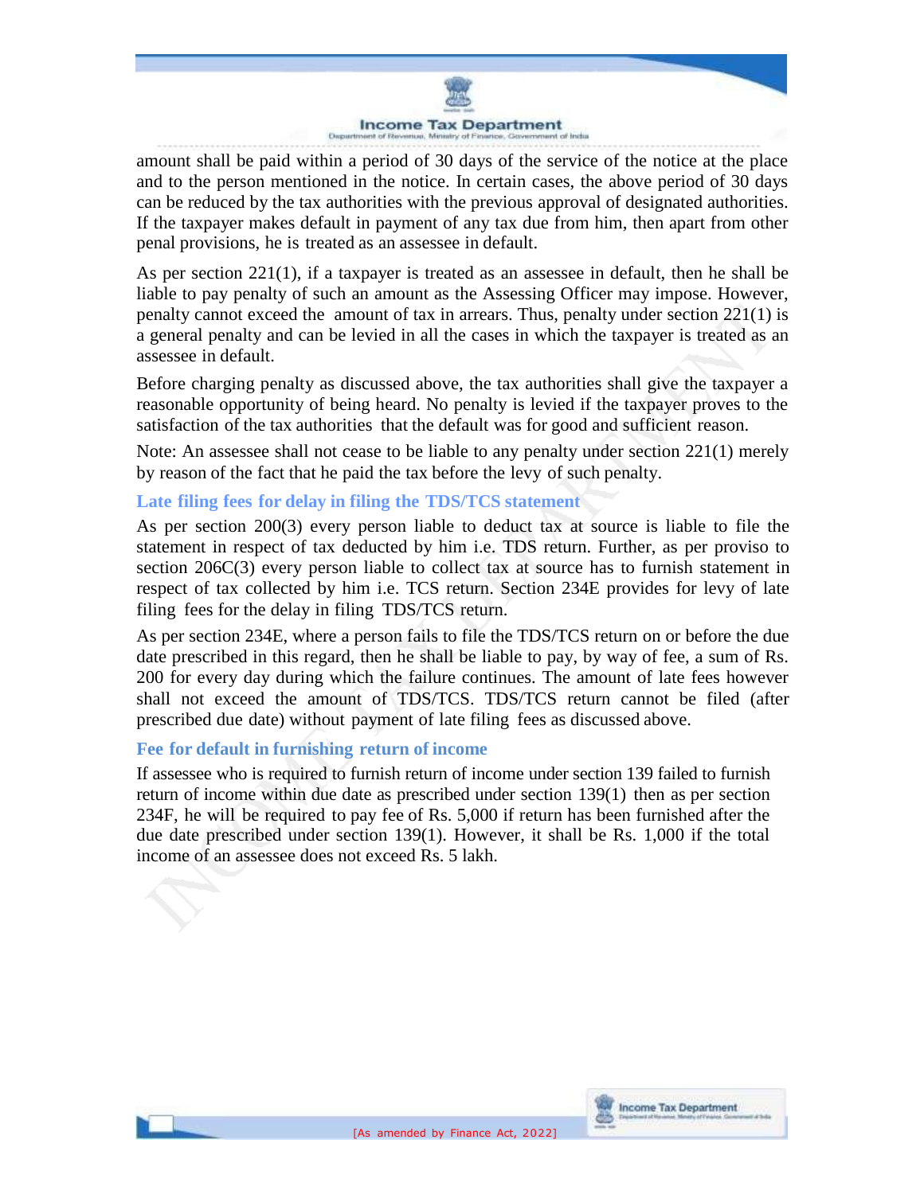amount shall be paid within a period of 30 days of the service of the notice at the place and to the person mentioned in the notice. In certain cases, the above period of 30 days can be reduced by the tax authorities with the previous approval of designated authorities. If the taxpayer makes default in payment of any tax due from him, then apart from other penal provisions, he is treated as an assessee in default.

As per section 221(1), if a taxpayer is treated as an assessee in default, then he shall be liable to pay penalty of such an amount as the Assessing Officer may impose. However, penalty cannot exceed the amount of tax in arrears. Thus, penalty under section 221(1) is a general penalty and can be levied in all the cases in which the taxpayer is treated as an assessee in default.

Before charging penalty as discussed above, the tax authorities shall give the taxpayer a reasonable opportunity of being heard. No penalty is levied if the taxpayer proves to the satisfaction of the tax authorities that the default was for good and sufficient reason.

Note: An assessee shall not cease to be liable to any penalty under section 221(1) merely by reason of the fact that he paid the tax before the levy of such penalty.

### Late filing fees for delay in filing the TDS/TCS statement

As per section 200(3) every person liable to deduct tax at source is liable to file the statement in respect of tax deducted by him i.e. TDS return. Further, as per proviso to section 206C(3) every person liable to collect tax at source has to furnish statement in respect of tax collected by him i.e. TCS return. Section 234E provides for levy of late filing fees for the delay in filing TDS/TCS return.

As per section 234E, where a person fails to file the TDS/TCS return on or before the due date prescribed in this regard, then he shall be liable to pay, by way of fee, a sum of Rs. 200 for every day during which the failure continues. The amount of late fees however shall not exceed the amount of TDS/TCS. TDS/TCS return cannot be filed (after prescribed due date) without payment of late filing fees as discussed above.

### Fee for default in furnishing return of income

If assessee who is required to furnish return of income under section 139 failed to furnish return of income within due date as prescribed under section 139(1) then as per section 234F, he will be required to pay fee of Rs. 5,000 if return has been furnished after the due date prescribed under section 139(1). However, it shall be Rs. 1,000 if the total income of an assessee does not exceed Rs. 5 lakh.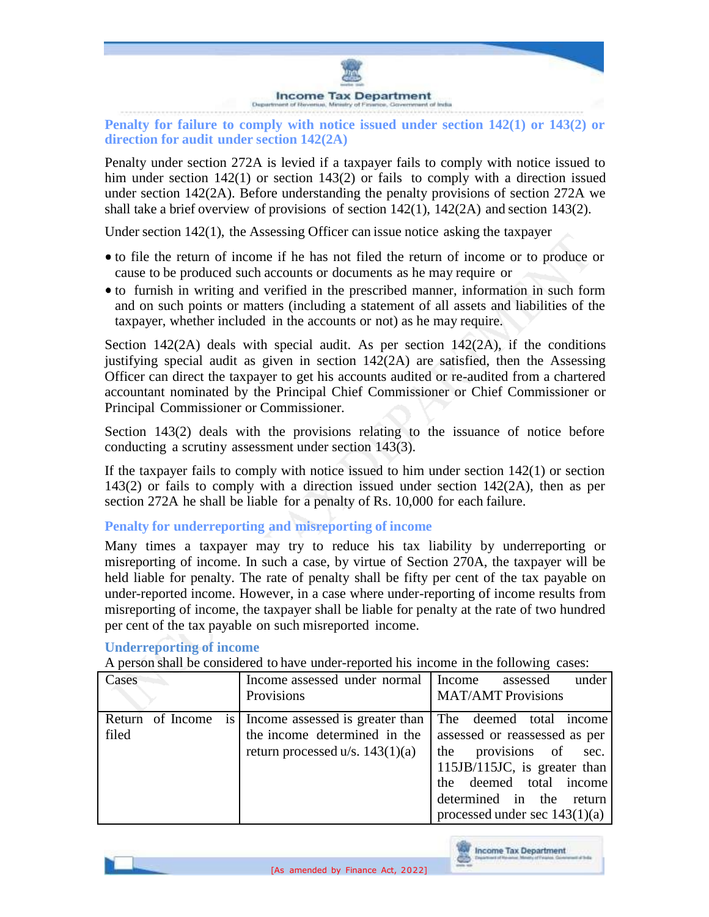## Penalty for failure to comply with notice issued under section 142(1) or 143(2) or direction for audit under section 142(2A)

Penalty under section 272A is levied if a taxpayer fails to comply with notice issued to him under section 142(1) or section 143(2) or fails to comply with a direction issued under section 142(2A). Before understanding the penalty provisions of section 272A we shall take a brief overview of provisions of section 142(1), 142(2A) and section 143(2).

Under section 142(1), the Assessing Officer can issue notice asking the taxpayer

- to file the return of income if he has not filed the return of income or to produce or cause to be produced such accounts or documents as he may require or
- to furnish in writing and verified in the prescribed manner, information in such form and on such points or matters (including a statement of all assets and liabilities of the taxpayer, whether included in the accounts or not) as he may require.

Section 142(2A) deals with special audit. As per section 142(2A), if the conditions justifying special audit as given in section 142(2A) are satisfied, then the Assessing Officer can direct the taxpayer to get his accounts audited or re-audited from a chartered accountant nominated by the Principal Chief Commissioner or Chief Commissioner or Principal Commissioner or Commissioner.

Section 143(2) deals with the provisions relating to the issuance of notice before conducting a scrutiny assessment under section 143(3).

If the taxpayer fails to comply with notice issued to him under section 142(1) or section 143(2) or fails to comply with a direction issued under section 142(2A), then as per section 272A he shall be liable for a penalty of Rs. 10,000 for each failure.

## Penalty for underreporting and misreporting of income

Many times a taxpayer may try to reduce his tax liability by underreporting or misreporting of income. In such a case, by virtue of Section 270A, the taxpayer will be held liable for penalty. The rate of penalty shall be fifty per cent of the tax payable on under-reported income. However, in a case where under-reporting of income results from misreporting of income, the taxpayer shall be liable for penalty at the rate of two hundred per cent of the tax payable on such misreported income.

### Underreporting of income

A person shall be considered to have under-reported his income in the following cases:

| Cases | Income assessed under normal Provisions | Income assessed under MAT/AMT Provisions |
|---|---|---|
| Return of Income is filed | Income assessed is greater than the income determined in the return processed u/s. 143(1)(a) | The deemed total income assessed or reassessed as per the provisions of sec. 115JB/115JC, is greater than the deemed total income determined in the return processed under sec 143(1)(a) |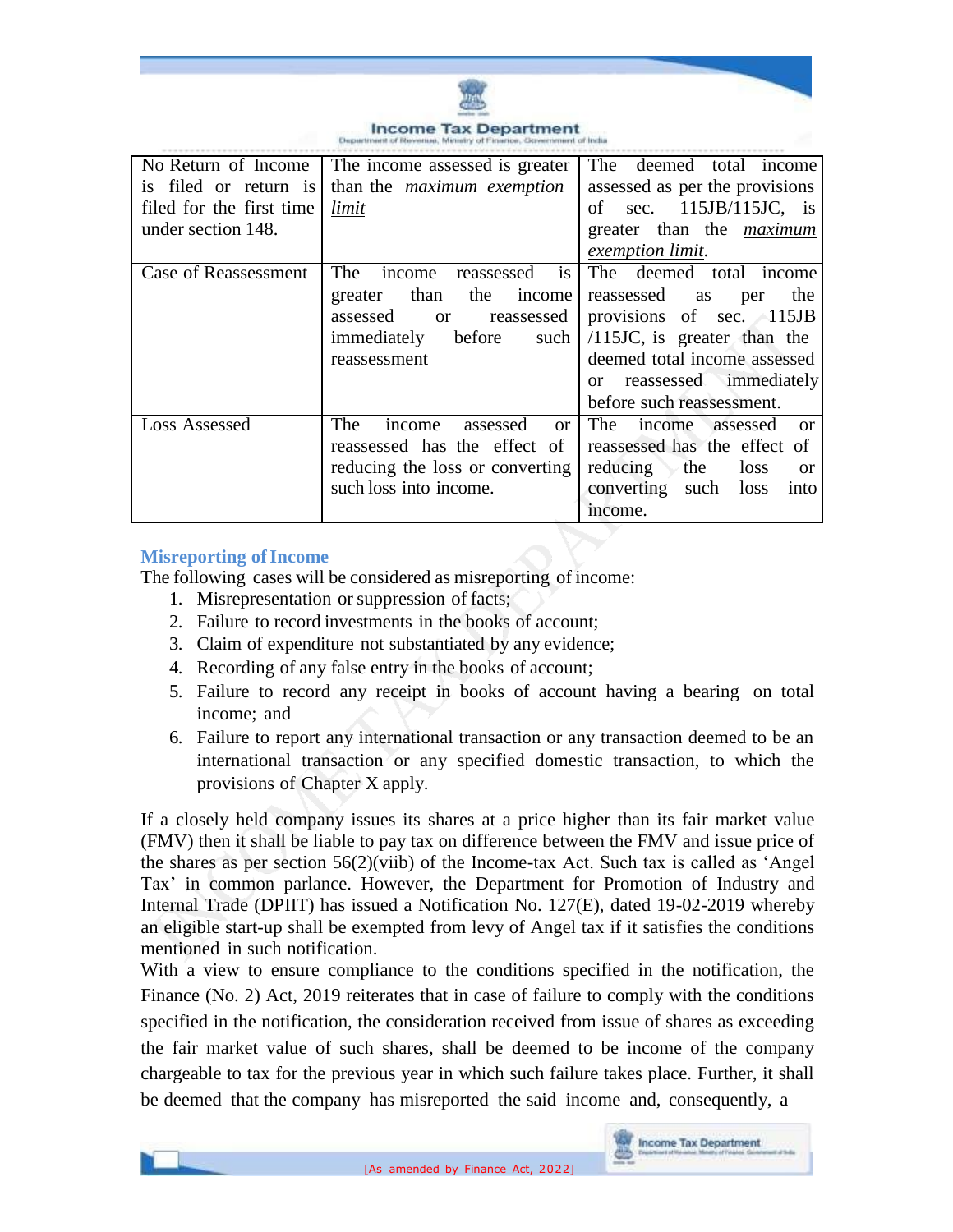| | | |
|---|---|---|
| No Return of Income is filed or return is filed for the first time under section 148. | The income assessed is greater than the *maximum exemption limit* | The deemed total income assessed as per the provisions of sec. 115JB/115JC, is greater than the *maximum exemption limit*. |
| Case of Reassessment | The income reassessed is greater than the income assessed or reassessed immediately before such reassessment | The deemed total income reassessed as per the provisions of sec. 115JB /115JC, is greater than the deemed total income assessed or reassessed immediately before such reassessment. |
| Loss Assessed | The income assessed or reassessed has the effect of reducing the loss or converting such loss into income. | The income assessed or reassessed has the effect of reducing the loss or converting such loss into income. |

## Misreporting of Income

The following cases will be considered as misreporting of income:

1. Misrepresentation or suppression of facts;
2. Failure to record investments in the books of account;
3. Claim of expenditure not substantiated by any evidence;
4. Recording of any false entry in the books of account;
5. Failure to record any receipt in books of account having a bearing on total income; and
6. Failure to report any international transaction or any transaction deemed to be an international transaction or any specified domestic transaction, to which the provisions of Chapter X apply.

If a closely held company issues its shares at a price higher than its fair market value (FMV) then it shall be liable to pay tax on difference between the FMV and issue price of the shares as per section 56(2)(viib) of the Income-tax Act. Such tax is called as 'Angel Tax' in common parlance. However, the Department for Promotion of Industry and Internal Trade (DPIIT) has issued a Notification No. 127(E), dated 19-02-2019 whereby an eligible start-up shall be exempted from levy of Angel tax if it satisfies the conditions mentioned in such notification.

With a view to ensure compliance to the conditions specified in the notification, the Finance (No. 2) Act, 2019 reiterates that in case of failure to comply with the conditions specified in the notification, the consideration received from issue of shares as exceeding the fair market value of such shares, shall be deemed to be income of the company chargeable to tax for the previous year in which such failure takes place. Further, it shall be deemed that the company has misreported the said income and, consequently, a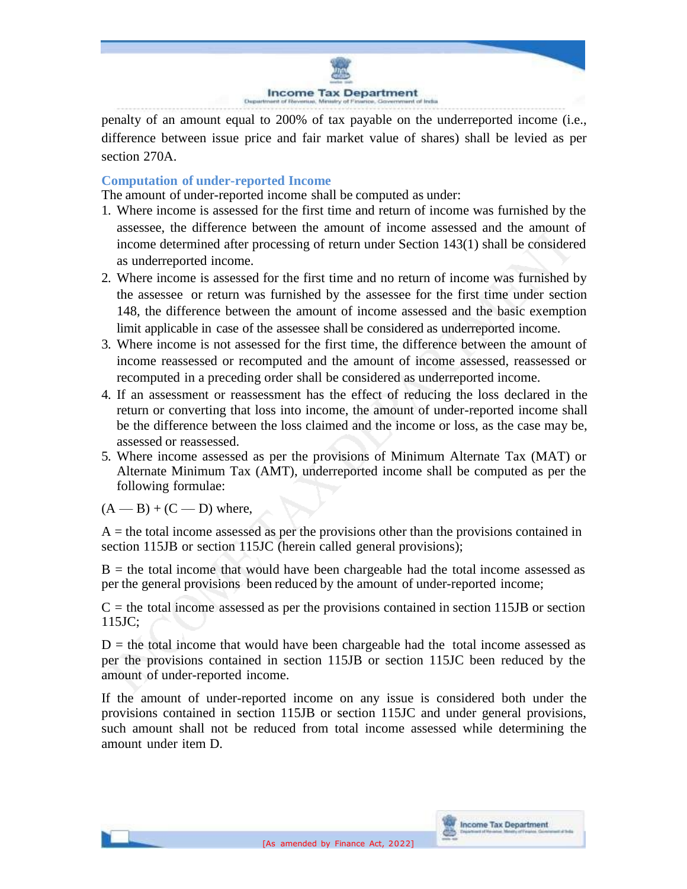penalty of an amount equal to 200% of tax payable on the underreported income (i.e., difference between issue price and fair market value of shares) shall be levied as per section 270A.

### Computation of under-reported Income

The amount of under-reported income shall be computed as under:

1. Where income is assessed for the first time and return of income was furnished by the assessee, the difference between the amount of income assessed and the amount of income determined after processing of return under Section 143(1) shall be considered as underreported income.
2. Where income is assessed for the first time and no return of income was furnished by the assessee or return was furnished by the assessee for the first time under section 148, the difference between the amount of income assessed and the basic exemption limit applicable in case of the assessee shall be considered as underreported income.
3. Where income is not assessed for the first time, the difference between the amount of income reassessed or recomputed and the amount of income assessed, reassessed or recomputed in a preceding order shall be considered as underreported income.
4. If an assessment or reassessment has the effect of reducing the loss declared in the return or converting that loss into income, the amount of under-reported income shall be the difference between the loss claimed and the income or loss, as the case may be, assessed or reassessed.
5. Where income assessed as per the provisions of Minimum Alternate Tax (MAT) or Alternate Minimum Tax (AMT), underreported income shall be computed as per the following formulae:

$(A — B) + (C — D)$ where,

A = the total income assessed as per the provisions other than the provisions contained in section 115JB or section 115JC (herein called general provisions);

B = the total income that would have been chargeable had the total income assessed as per the general provisions been reduced by the amount of under-reported income;

C = the total income assessed as per the provisions contained in section 115JB or section 115JC;

D = the total income that would have been chargeable had the total income assessed as per the provisions contained in section 115JB or section 115JC been reduced by the amount of under-reported income.

If the amount of under-reported income on any issue is considered both under the provisions contained in section 115JB or section 115JC and under general provisions, such amount shall not be reduced from total income assessed while determining the amount under item D.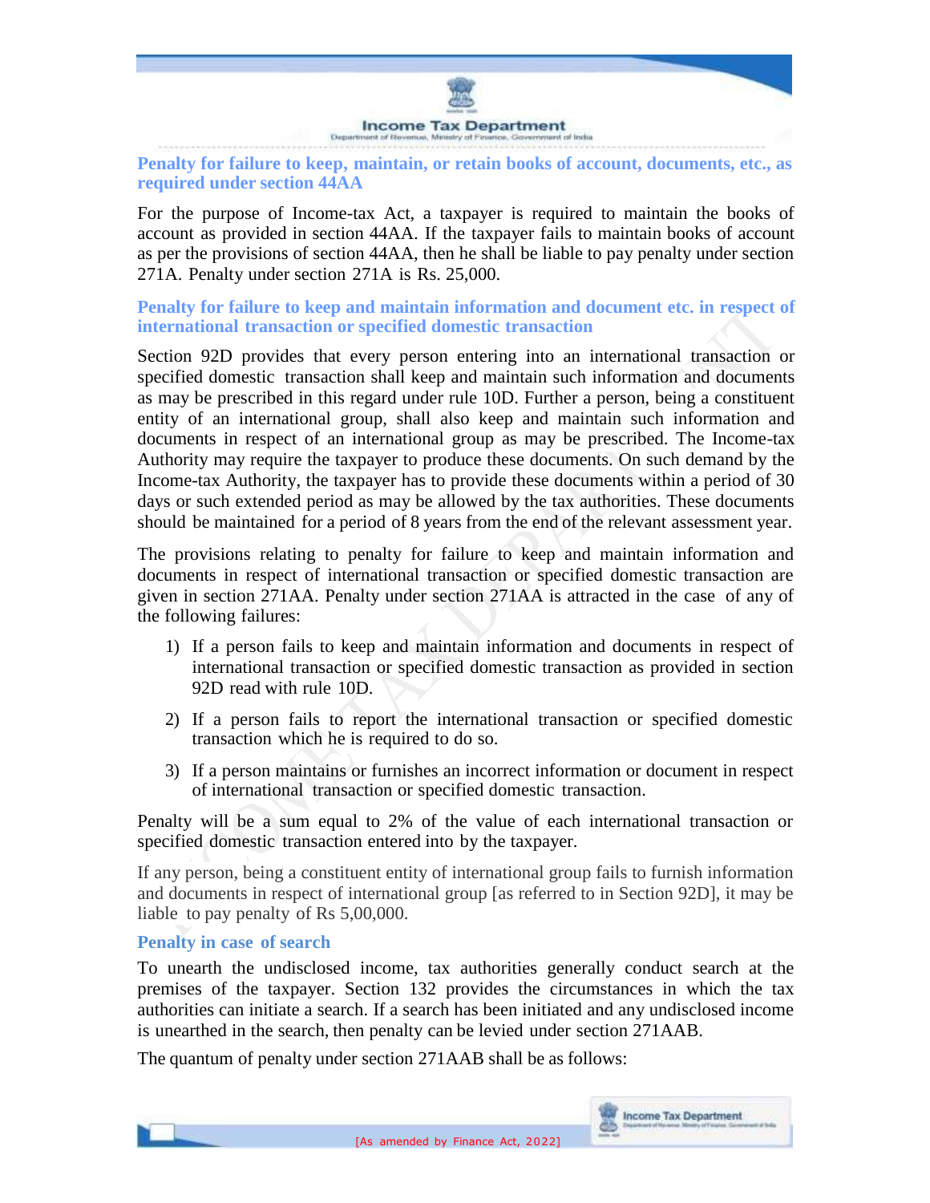## Penalty for failure to keep, maintain, or retain books of account, documents, etc., as required under section 44AA

For the purpose of Income-tax Act, a taxpayer is required to maintain the books of account as provided in section 44AA. If the taxpayer fails to maintain books of account as per the provisions of section 44AA, then he shall be liable to pay penalty under section 271A. Penalty under section 271A is Rs. 25,000.

## Penalty for failure to keep and maintain information and document etc. in respect of international transaction or specified domestic transaction

Section 92D provides that every person entering into an international transaction or specified domestic transaction shall keep and maintain such information and documents as may be prescribed in this regard under rule 10D. Further a person, being a constituent entity of an international group, shall also keep and maintain such information and documents in respect of an international group as may be prescribed. The Income-tax Authority may require the taxpayer to produce these documents. On such demand by the Income-tax Authority, the taxpayer has to provide these documents within a period of 30 days or such extended period as may be allowed by the tax authorities. These documents should be maintained for a period of 8 years from the end of the relevant assessment year.

The provisions relating to penalty for failure to keep and maintain information and documents in respect of international transaction or specified domestic transaction are given in section 271AA. Penalty under section 271AA is attracted in the case of any of the following failures:

1) If a person fails to keep and maintain information and documents in respect of international transaction or specified domestic transaction as provided in section 92D read with rule 10D.
2) If a person fails to report the international transaction or specified domestic transaction which he is required to do so.
3) If a person maintains or furnishes an incorrect information or document in respect of international transaction or specified domestic transaction.

Penalty will be a sum equal to 2% of the value of each international transaction or specified domestic transaction entered into by the taxpayer.

If any person, being a constituent entity of international group fails to furnish information and documents in respect of international group [as referred to in Section 92D], it may be liable to pay penalty of Rs 5,00,000.

## Penalty in case of search

To unearth the undisclosed income, tax authorities generally conduct search at the premises of the taxpayer. Section 132 provides the circumstances in which the tax authorities can initiate a search. If a search has been initiated and any undisclosed income is unearthed in the search, then penalty can be levied under section 271AAB.

The quantum of penalty under section 271AAB shall be as follows: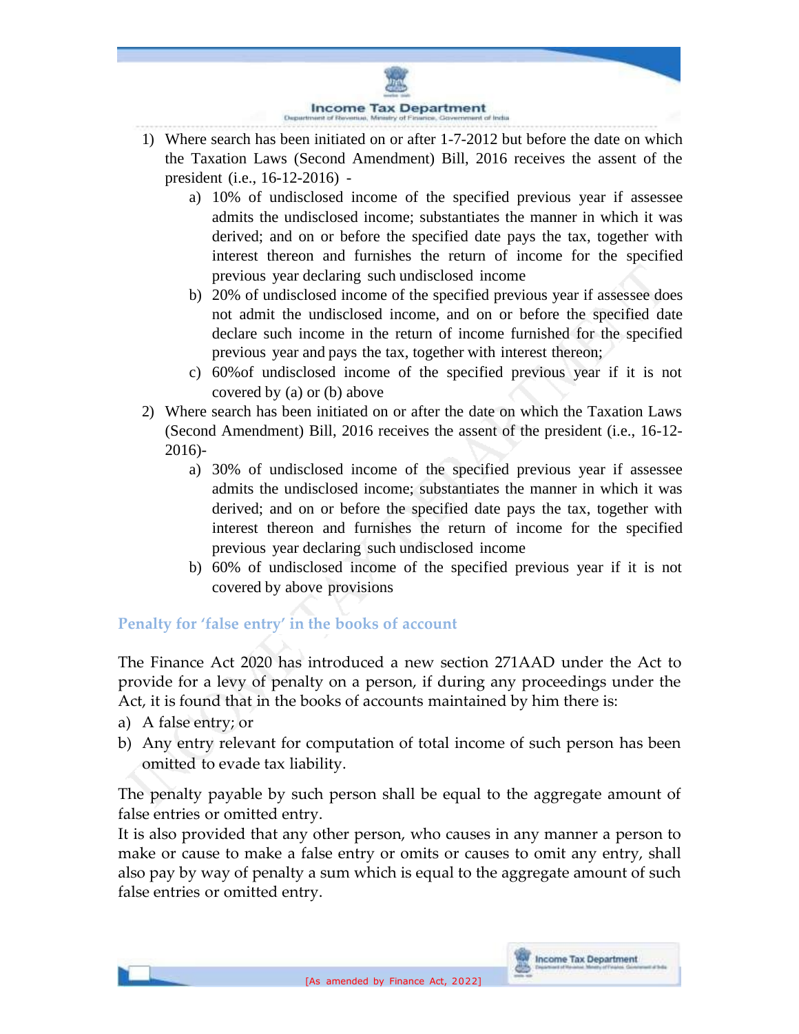1) Where search has been initiated on or after 1-7-2012 but before the date on which the Taxation Laws (Second Amendment) Bill, 2016 receives the assent of the president (i.e., 16-12-2016) -
    a) 10% of undisclosed income of the specified previous year if assessee admits the undisclosed income; substantiates the manner in which it was derived; and on or before the specified date pays the tax, together with interest thereon and furnishes the return of income for the specified previous year declaring such undisclosed income
    b) 20% of undisclosed income of the specified previous year if assessee does not admit the undisclosed income, and on or before the specified date declare such income in the return of income furnished for the specified previous year and pays the tax, together with interest thereon;
    c) 60%of undisclosed income of the specified previous year if it is not covered by (a) or (b) above
2) Where search has been initiated on or after the date on which the Taxation Laws (Second Amendment) Bill, 2016 receives the assent of the president (i.e., 16-12-2016)-
    a) 30% of undisclosed income of the specified previous year if assessee admits the undisclosed income; substantiates the manner in which it was derived; and on or before the specified date pays the tax, together with interest thereon and furnishes the return of income for the specified previous year declaring such undisclosed income
    b) 60% of undisclosed income of the specified previous year if it is not covered by above provisions

### Penalty for 'false entry' in the books of account

The Finance Act 2020 has introduced a new section 271AAD under the Act to provide for a levy of penalty on a person, if during any proceedings under the Act, it is found that in the books of accounts maintained by him there is:

a) A false entry; or
b) Any entry relevant for computation of total income of such person has been omitted to evade tax liability.

The penalty payable by such person shall be equal to the aggregate amount of false entries or omitted entry.

It is also provided that any other person, who causes in any manner a person to make or cause to make a false entry or omits or causes to omit any entry, shall also pay by way of penalty a sum which is equal to the aggregate amount of such false entries or omitted entry.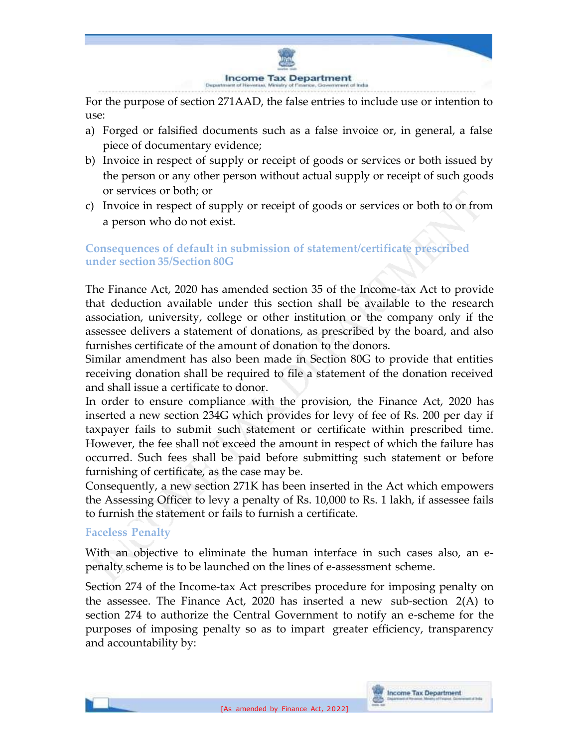For the purpose of section 271AAD, the false entries to include use or intention to use:

a) Forged or falsified documents such as a false invoice or, in general, a false piece of documentary evidence;
b) Invoice in respect of supply or receipt of goods or services or both issued by the person or any other person without actual supply or receipt of such goods or services or both; or
c) Invoice in respect of supply or receipt of goods or services or both to or from a person who do not exist.

### Consequences of default in submission of statement/certificate prescribed under section 35/Section 80G

The Finance Act, 2020 has amended section 35 of the Income-tax Act to provide that deduction available under this section shall be available to the research association, university, college or other institution or the company only if the assessee delivers a statement of donations, as prescribed by the board, and also furnishes certificate of the amount of donation to the donors.

Similar amendment has also been made in Section 80G to provide that entities receiving donation shall be required to file a statement of the donation received and shall issue a certificate to donor.

In order to ensure compliance with the provision, the Finance Act, 2020 has inserted a new section 234G which provides for levy of fee of Rs. 200 per day if taxpayer fails to submit such statement or certificate within prescribed time. However, the fee shall not exceed the amount in respect of which the failure has occurred. Such fees shall be paid before submitting such statement or before furnishing of certificate, as the case may be.

Consequently, a new section 271K has been inserted in the Act which empowers the Assessing Officer to levy a penalty of Rs. 10,000 to Rs. 1 lakh, if assessee fails to furnish the statement or fails to furnish a certificate.

### Faceless Penalty

With an objective to eliminate the human interface in such cases also, an e-penalty scheme is to be launched on the lines of e-assessment scheme.

Section 274 of the Income-tax Act prescribes procedure for imposing penalty on the assessee. The Finance Act, 2020 has inserted a new sub-section 2(A) to section 274 to authorize the Central Government to notify an e-scheme for the purposes of imposing penalty so as to impart greater efficiency, transparency and accountability by: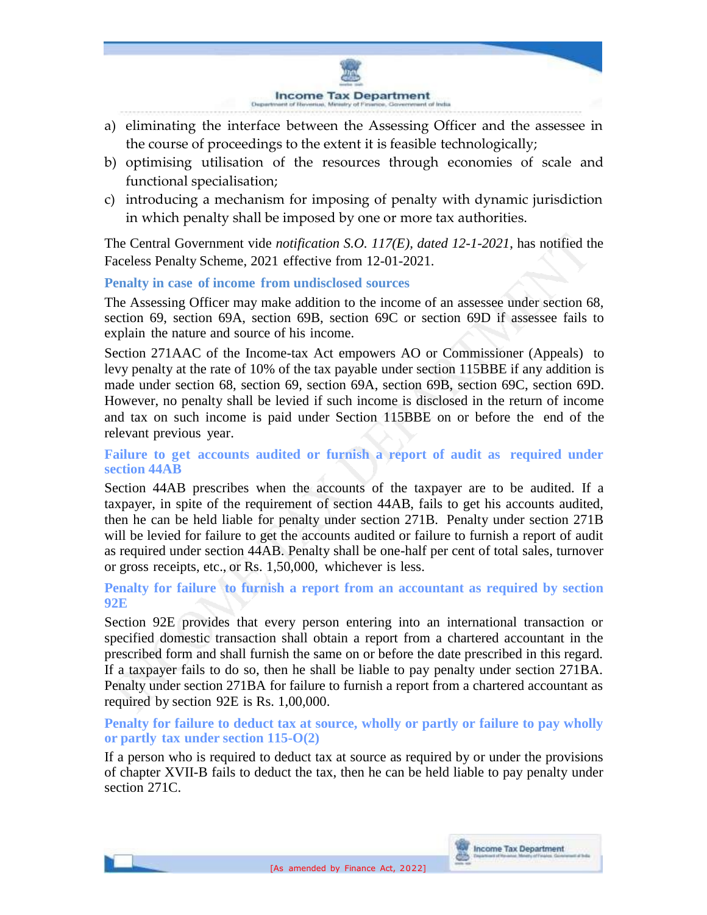a) eliminating the interface between the Assessing Officer and the assessee in the course of proceedings to the extent it is feasible technologically;
b) optimising utilisation of the resources through economies of scale and functional specialisation;
c) introducing a mechanism for imposing of penalty with dynamic jurisdiction in which penalty shall be imposed by one or more tax authorities.

The Central Government vide *notification S.O. 117(E), dated 12-1-2021*, has notified the Faceless Penalty Scheme, 2021 effective from 12-01-2021.

### Penalty in case of income from undisclosed sources

The Assessing Officer may make addition to the income of an assessee under section 68, section 69, section 69A, section 69B, section 69C or section 69D if assessee fails to explain the nature and source of his income.

Section 271AAC of the Income-tax Act empowers AO or Commissioner (Appeals) to levy penalty at the rate of 10% of the tax payable under section 115BBE if any addition is made under section 68, section 69, section 69A, section 69B, section 69C, section 69D. However, no penalty shall be levied if such income is disclosed in the return of income and tax on such income is paid under Section 115BBE on or before the end of the relevant previous year.

### Failure to get accounts audited or furnish a report of audit as required under section 44AB

Section 44AB prescribes when the accounts of the taxpayer are to be audited. If a taxpayer, in spite of the requirement of section 44AB, fails to get his accounts audited, then he can be held liable for penalty under section 271B. Penalty under section 271B will be levied for failure to get the accounts audited or failure to furnish a report of audit as required under section 44AB. Penalty shall be one-half per cent of total sales, turnover or gross receipts, etc., or Rs. 1,50,000, whichever is less.

### Penalty for failure to furnish a report from an accountant as required by section 92E

Section 92E provides that every person entering into an international transaction or specified domestic transaction shall obtain a report from a chartered accountant in the prescribed form and shall furnish the same on or before the date prescribed in this regard. If a taxpayer fails to do so, then he shall be liable to pay penalty under section 271BA. Penalty under section 271BA for failure to furnish a report from a chartered accountant as required by section 92E is Rs. 1,00,000.

### Penalty for failure to deduct tax at source, wholly or partly or failure to pay wholly or partly tax under section 115-O(2)

If a person who is required to deduct tax at source as required by or under the provisions of chapter XVII-B fails to deduct the tax, then he can be held liable to pay penalty under section 271C.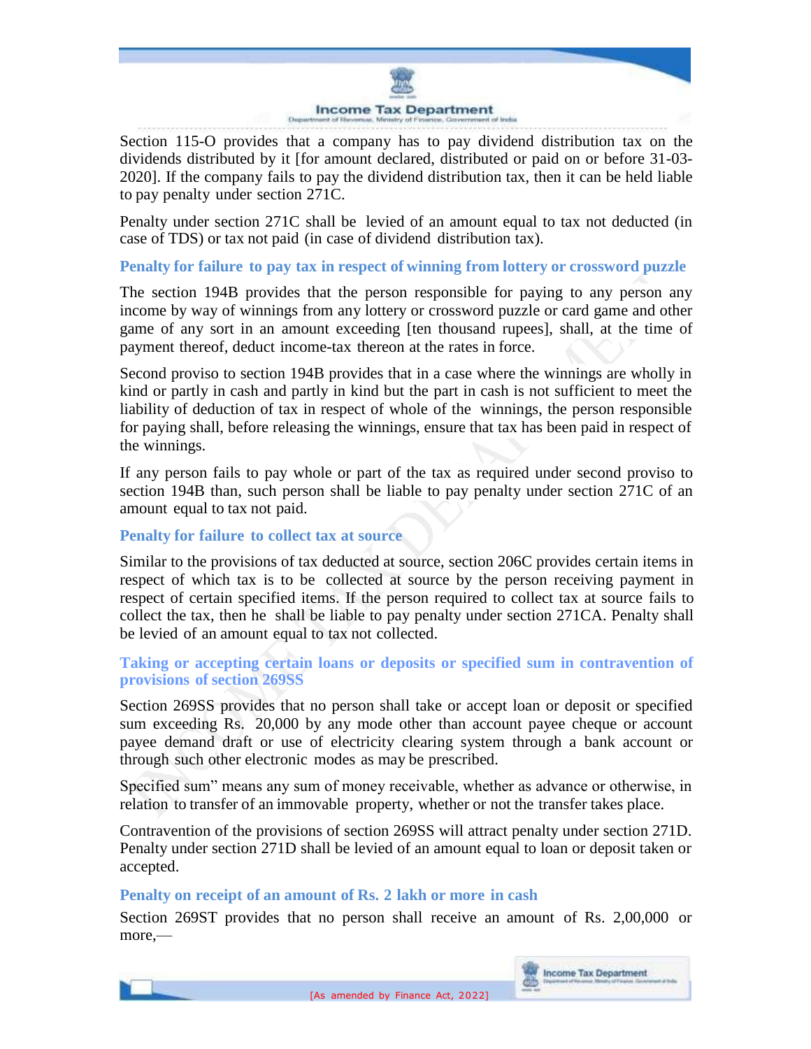Section 115-O provides that a company has to pay dividend distribution tax on the dividends distributed by it [for amount declared, distributed or paid on or before 31-03-2020]. If the company fails to pay the dividend distribution tax, then it can be held liable to pay penalty under section 271C.

Penalty under section 271C shall be levied of an amount equal to tax not deducted (in case of TDS) or tax not paid (in case of dividend distribution tax).

### Penalty for failure to pay tax in respect of winning from lottery or crossword puzzle

The section 194B provides that the person responsible for paying to any person any income by way of winnings from any lottery or crossword puzzle or card game and other game of any sort in an amount exceeding [ten thousand rupees], shall, at the time of payment thereof, deduct income-tax thereon at the rates in force.

Second proviso to section 194B provides that in a case where the winnings are wholly in kind or partly in cash and partly in kind but the part in cash is not sufficient to meet the liability of deduction of tax in respect of whole of the winnings, the person responsible for paying shall, before releasing the winnings, ensure that tax has been paid in respect of the winnings.

If any person fails to pay whole or part of the tax as required under second proviso to section 194B than, such person shall be liable to pay penalty under section 271C of an amount equal to tax not paid.

### Penalty for failure to collect tax at source

Similar to the provisions of tax deducted at source, section 206C provides certain items in respect of which tax is to be collected at source by the person receiving payment in respect of certain specified items. If the person required to collect tax at source fails to collect the tax, then he shall be liable to pay penalty under section 271CA. Penalty shall be levied of an amount equal to tax not collected.

### Taking or accepting certain loans or deposits or specified sum in contravention of provisions of section 269SS

Section 269SS provides that no person shall take or accept loan or deposit or specified sum exceeding Rs. 20,000 by any mode other than account payee cheque or account payee demand draft or use of electricity clearing system through a bank account or through such other electronic modes as may be prescribed.

Specified sum" means any sum of money receivable, whether as advance or otherwise, in relation to transfer of an immovable property, whether or not the transfer takes place.

Contravention of the provisions of section 269SS will attract penalty under section 271D. Penalty under section 271D shall be levied of an amount equal to loan or deposit taken or accepted.

### Penalty on receipt of an amount of Rs. 2 lakh or more in cash

Section 269ST provides that no person shall receive an amount of Rs. 2,00,000 or more,—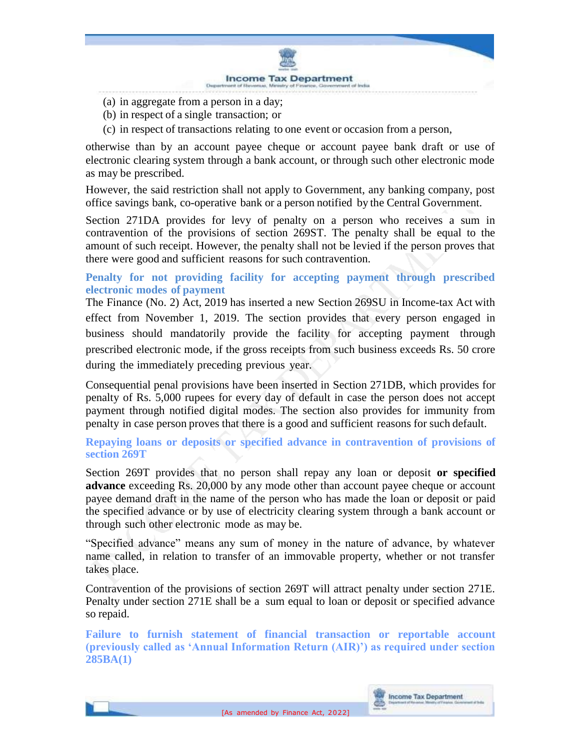(a) in aggregate from a person in a day;

(b) in respect of a single transaction; or

(c) in respect of transactions relating to one event or occasion from a person,

otherwise than by an account payee cheque or account payee bank draft or use of electronic clearing system through a bank account, or through such other electronic mode as may be prescribed.

However, the said restriction shall not apply to Government, any banking company, post office savings bank, co-operative bank or a person notified by the Central Government.

Section 271DA provides for levy of penalty on a person who receives a sum in contravention of the provisions of section 269ST. The penalty shall be equal to the amount of such receipt. However, the penalty shall not be levied if the person proves that there were good and sufficient reasons for such contravention.

### Penalty for not providing facility for accepting payment through prescribed electronic modes of payment

The Finance (No. 2) Act, 2019 has inserted a new Section 269SU in Income-tax Act with effect from November 1, 2019. The section provides that every person engaged in business should mandatorily provide the facility for accepting payment through prescribed electronic mode, if the gross receipts from such business exceeds Rs. 50 crore during the immediately preceding previous year.

Consequential penal provisions have been inserted in Section 271DB, which provides for penalty of Rs. 5,000 rupees for every day of default in case the person does not accept payment through notified digital modes. The section also provides for immunity from penalty in case person proves that there is a good and sufficient reasons for such default.

### Repaying loans or deposits or specified advance in contravention of provisions of section 269T

Section 269T provides that no person shall repay any loan or deposit **or specified advance** exceeding Rs. 20,000 by any mode other than account payee cheque or account payee demand draft in the name of the person who has made the loan or deposit or paid the specified advance or by use of electricity clearing system through a bank account or through such other electronic mode as may be.

"Specified advance" means any sum of money in the nature of advance, by whatever name called, in relation to transfer of an immovable property, whether or not transfer takes place.

Contravention of the provisions of section 269T will attract penalty under section 271E. Penalty under section 271E shall be a sum equal to loan or deposit or specified advance so repaid.

### Failure to furnish statement of financial transaction or reportable account (previously called as 'Annual Information Return (AIR)') as required under section 285BA(1)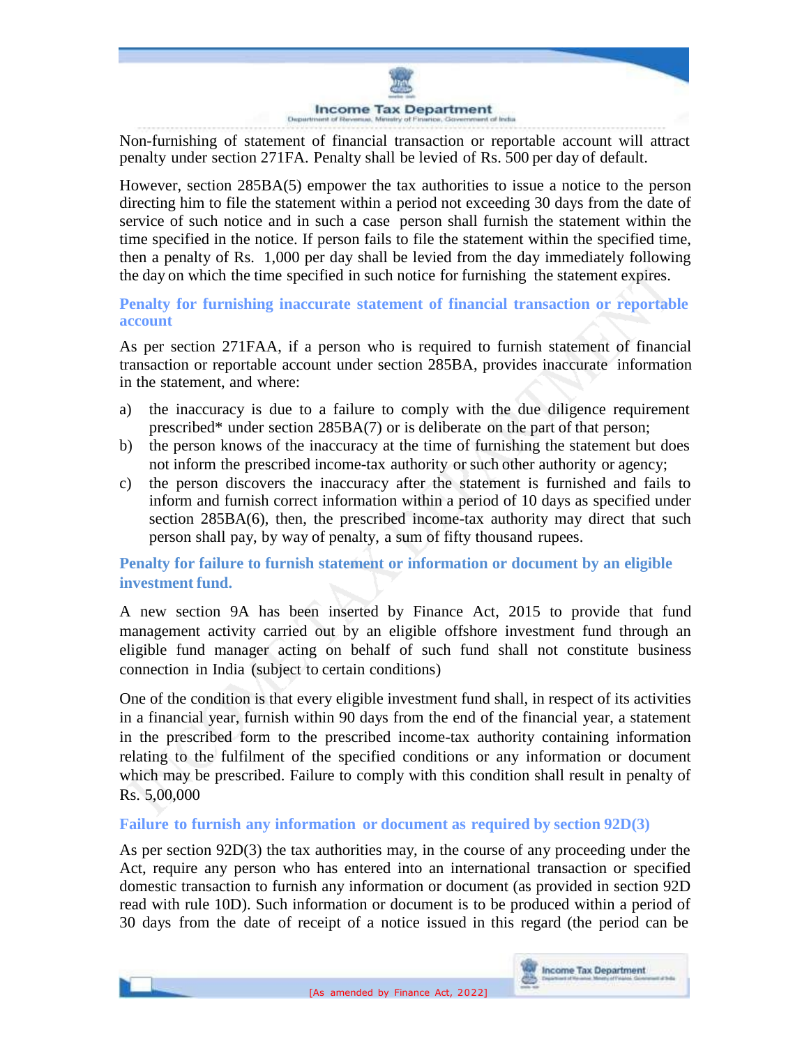Non-furnishing of statement of financial transaction or reportable account will attract penalty under section 271FA. Penalty shall be levied of Rs. 500 per day of default.

However, section 285BA(5) empower the tax authorities to issue a notice to the person directing him to file the statement within a period not exceeding 30 days from the date of service of such notice and in such a case person shall furnish the statement within the time specified in the notice. If person fails to file the statement within the specified time, then a penalty of Rs. 1,000 per day shall be levied from the day immediately following the day on which the time specified in such notice for furnishing the statement expires.

### Penalty for furnishing inaccurate statement of financial transaction or reportable account

As per section 271FAA, if a person who is required to furnish statement of financial transaction or reportable account under section 285BA, provides inaccurate information in the statement, and where:

a) the inaccuracy is due to a failure to comply with the due diligence requirement prescribed* under section 285BA(7) or is deliberate on the part of that person;
b) the person knows of the inaccuracy at the time of furnishing the statement but does not inform the prescribed income-tax authority or such other authority or agency;
c) the person discovers the inaccuracy after the statement is furnished and fails to inform and furnish correct information within a period of 10 days as specified under section 285BA(6), then, the prescribed income-tax authority may direct that such person shall pay, by way of penalty, a sum of fifty thousand rupees.

### Penalty for failure to furnish statement or information or document by an eligible investment fund.

A new section 9A has been inserted by Finance Act, 2015 to provide that fund management activity carried out by an eligible offshore investment fund through an eligible fund manager acting on behalf of such fund shall not constitute business connection in India (subject to certain conditions)

One of the condition is that every eligible investment fund shall, in respect of its activities in a financial year, furnish within 90 days from the end of the financial year, a statement in the prescribed form to the prescribed income-tax authority containing information relating to the fulfilment of the specified conditions or any information or document which may be prescribed. Failure to comply with this condition shall result in penalty of Rs. 5,00,000

### Failure to furnish any information or document as required by section 92D(3)

As per section 92D(3) the tax authorities may, in the course of any proceeding under the Act, require any person who has entered into an international transaction or specified domestic transaction to furnish any information or document (as provided in section 92D read with rule 10D). Such information or document is to be produced within a period of 30 days from the date of receipt of a notice issued in this regard (the period can be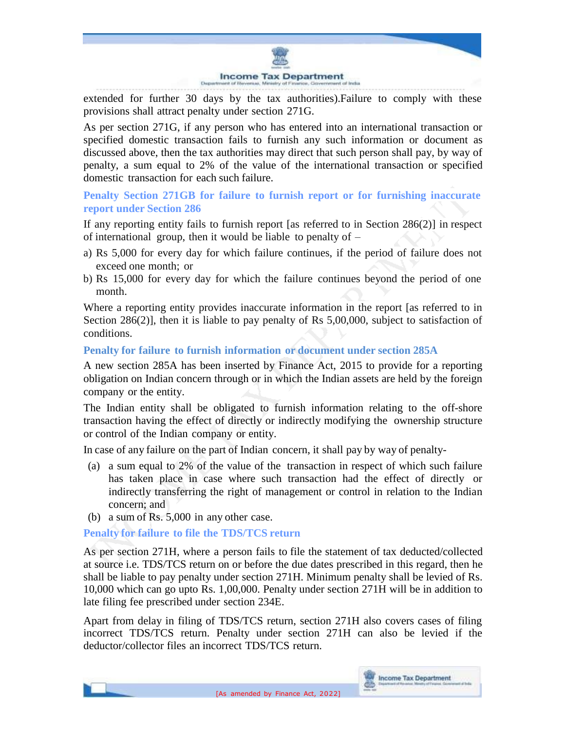extended for further 30 days by the tax authorities).Failure to comply with these provisions shall attract penalty under section 271G.

As per section 271G, if any person who has entered into an international transaction or specified domestic transaction fails to furnish any such information or document as discussed above, then the tax authorities may direct that such person shall pay, by way of penalty, a sum equal to 2% of the value of the international transaction or specified domestic transaction for each such failure.

### Penalty Section 271GB for failure to furnish report or for furnishing inaccurate report under Section 286

If any reporting entity fails to furnish report [as referred to in Section 286(2)] in respect of international group, then it would be liable to penalty of –

a) Rs 5,000 for every day for which failure continues, if the period of failure does not exceed one month; or
b) Rs 15,000 for every day for which the failure continues beyond the period of one month.

Where a reporting entity provides inaccurate information in the report [as referred to in Section 286(2)], then it is liable to pay penalty of Rs 5,00,000, subject to satisfaction of conditions.

### Penalty for failure to furnish information or document under section 285A

A new section 285A has been inserted by Finance Act, 2015 to provide for a reporting obligation on Indian concern through or in which the Indian assets are held by the foreign company or the entity.

The Indian entity shall be obligated to furnish information relating to the off-shore transaction having the effect of directly or indirectly modifying the ownership structure or control of the Indian company or entity.

In case of any failure on the part of Indian concern, it shall pay by way of penalty-

(a) a sum equal to 2% of the value of the transaction in respect of which such failure has taken place in case where such transaction had the effect of directly or indirectly transferring the right of management or control in relation to the Indian concern; and
(b) a sum of Rs. 5,000 in any other case.

### Penalty for failure to file the TDS/TCS return

As per section 271H, where a person fails to file the statement of tax deducted/collected at source i.e. TDS/TCS return on or before the due dates prescribed in this regard, then he shall be liable to pay penalty under section 271H. Minimum penalty shall be levied of Rs. 10,000 which can go upto Rs. 1,00,000. Penalty under section 271H will be in addition to late filing fee prescribed under section 234E.

Apart from delay in filing of TDS/TCS return, section 271H also covers cases of filing incorrect TDS/TCS return. Penalty under section 271H can also be levied if the deductor/collector files an incorrect TDS/TCS return.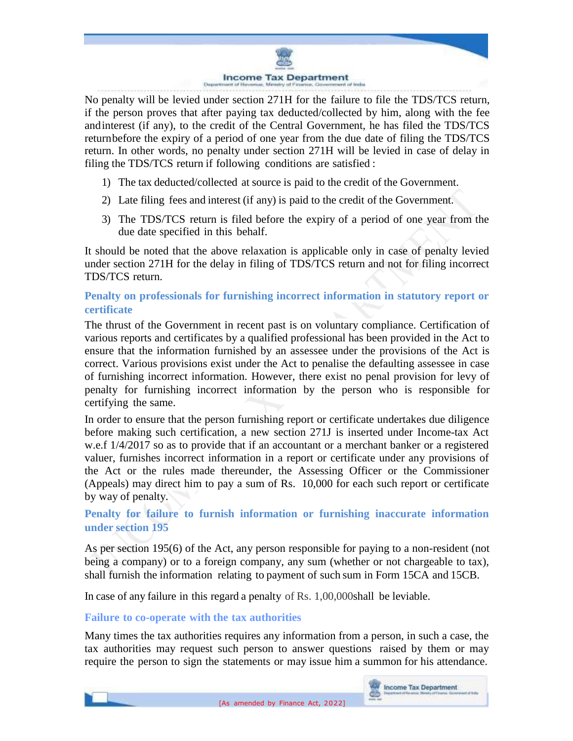No penalty will be levied under section 271H for the failure to file the TDS/TCS return, if the person proves that after paying tax deducted/collected by him, along with the fee and interest (if any), to the credit of the Central Government, he has filed the TDS/TCS return before the expiry of a period of one year from the due date of filing the TDS/TCS return. In other words, no penalty under section 271H will be levied in case of delay in filing the TDS/TCS return if following conditions are satisfied :

1) The tax deducted/collected at source is paid to the credit of the Government.
2) Late filing fees and interest (if any) is paid to the credit of the Government.
3) The TDS/TCS return is filed before the expiry of a period of one year from the due date specified in this behalf.

It should be noted that the above relaxation is applicable only in case of penalty levied under section 271H for the delay in filing of TDS/TCS return and not for filing incorrect TDS/TCS return.

### Penalty on professionals for furnishing incorrect information in statutory report or certificate

The thrust of the Government in recent past is on voluntary compliance. Certification of various reports and certificates by a qualified professional has been provided in the Act to ensure that the information furnished by an assessee under the provisions of the Act is correct. Various provisions exist under the Act to penalise the defaulting assessee in case of furnishing incorrect information. However, there exist no penal provision for levy of penalty for furnishing incorrect information by the person who is responsible for certifying the same.

In order to ensure that the person furnishing report or certificate undertakes due diligence before making such certification, a new section 271J is inserted under Income-tax Act w.e.f 1/4/2017 so as to provide that if an accountant or a merchant banker or a registered valuer, furnishes incorrect information in a report or certificate under any provisions of the Act or the rules made thereunder, the Assessing Officer or the Commissioner (Appeals) may direct him to pay a sum of Rs. 10,000 for each such report or certificate by way of penalty.

### Penalty for failure to furnish information or furnishing inaccurate information under section 195

As per section 195(6) of the Act, any person responsible for paying to a non-resident (not being a company) or to a foreign company, any sum (whether or not chargeable to tax), shall furnish the information relating to payment of such sum in Form 15CA and 15CB.

In case of any failure in this regard a penalty of Rs. 1,00,000shall be leviable.

### Failure to co-operate with the tax authorities

Many times the tax authorities requires any information from a person, in such a case, the tax authorities may request such person to answer questions raised by them or may require the person to sign the statements or may issue him a summon for his attendance.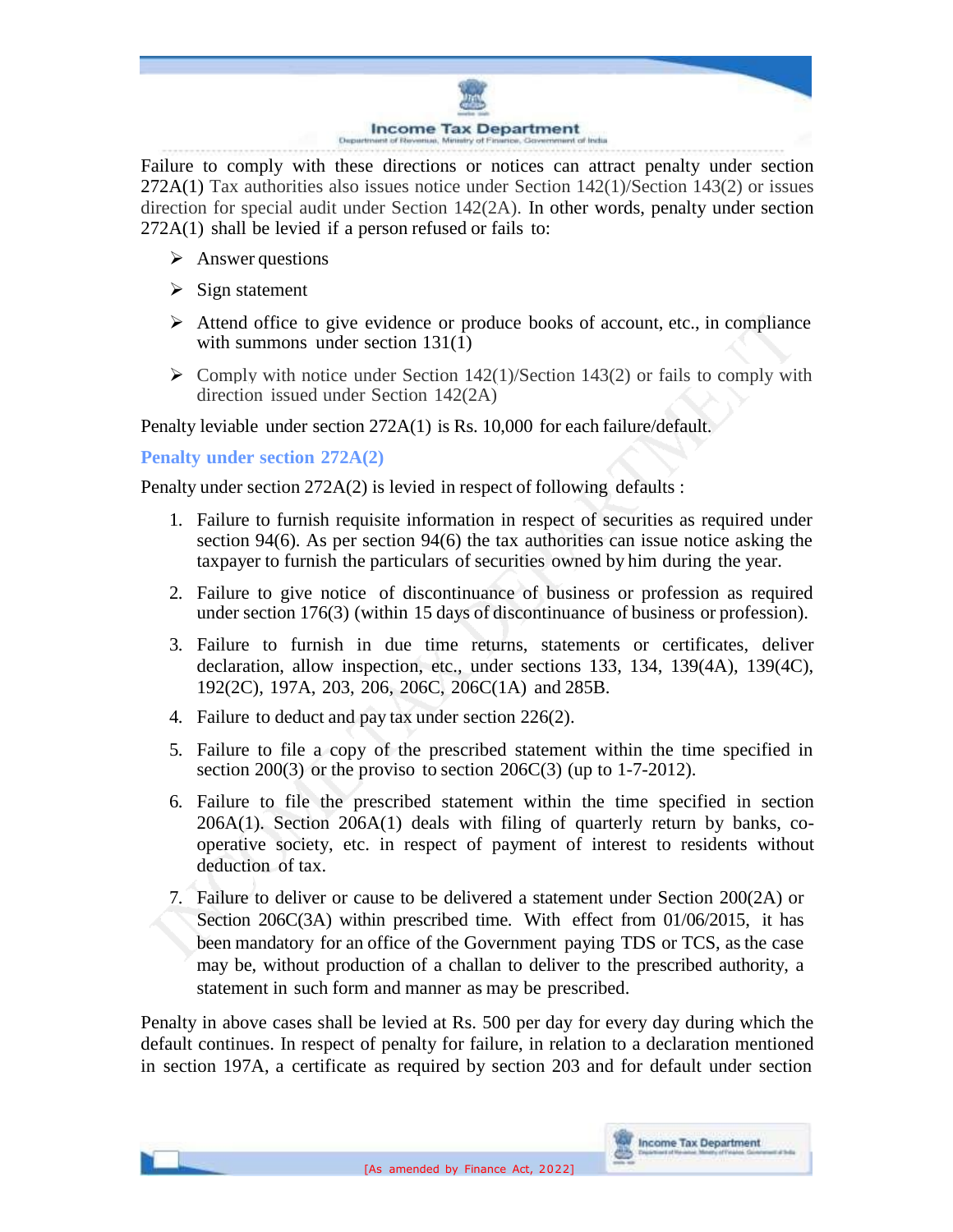Failure to comply with these directions or notices can attract penalty under section 272A(1) Tax authorities also issues notice under Section 142(1)/Section 143(2) or issues direction for special audit under Section 142(2A). In other words, penalty under section 272A(1) shall be levied if a person refused or fails to:

- Answer questions
- Sign statement
- Attend office to give evidence or produce books of account, etc., in compliance with summons under section 131(1)
- Comply with notice under Section 142(1)/Section 143(2) or fails to comply with direction issued under Section 142(2A)

Penalty leviable under section 272A(1) is Rs. 10,000 for each failure/default.

### Penalty under section 272A(2)

Penalty under section 272A(2) is levied in respect of following defaults :

1. Failure to furnish requisite information in respect of securities as required under section 94(6). As per section 94(6) the tax authorities can issue notice asking the taxpayer to furnish the particulars of securities owned by him during the year.
2. Failure to give notice of discontinuance of business or profession as required under section 176(3) (within 15 days of discontinuance of business or profession).
3. Failure to furnish in due time returns, statements or certificates, deliver declaration, allow inspection, etc., under sections 133, 134, 139(4A), 139(4C), 192(2C), 197A, 203, 206, 206C, 206C(1A) and 285B.
4. Failure to deduct and pay tax under section 226(2).
5. Failure to file a copy of the prescribed statement within the time specified in section 200(3) or the proviso to section 206C(3) (up to 1-7-2012).
6. Failure to file the prescribed statement within the time specified in section 206A(1). Section 206A(1) deals with filing of quarterly return by banks, co-operative society, etc. in respect of payment of interest to residents without deduction of tax.
7. Failure to deliver or cause to be delivered a statement under Section 200(2A) or Section 206C(3A) within prescribed time. With effect from 01/06/2015, it has been mandatory for an office of the Government paying TDS or TCS, as the case may be, without production of a challan to deliver to the prescribed authority, a statement in such form and manner as may be prescribed.

Penalty in above cases shall be levied at Rs. 500 per day for every day during which the default continues. In respect of penalty for failure, in relation to a declaration mentioned in section 197A, a certificate as required by section 203 and for default under section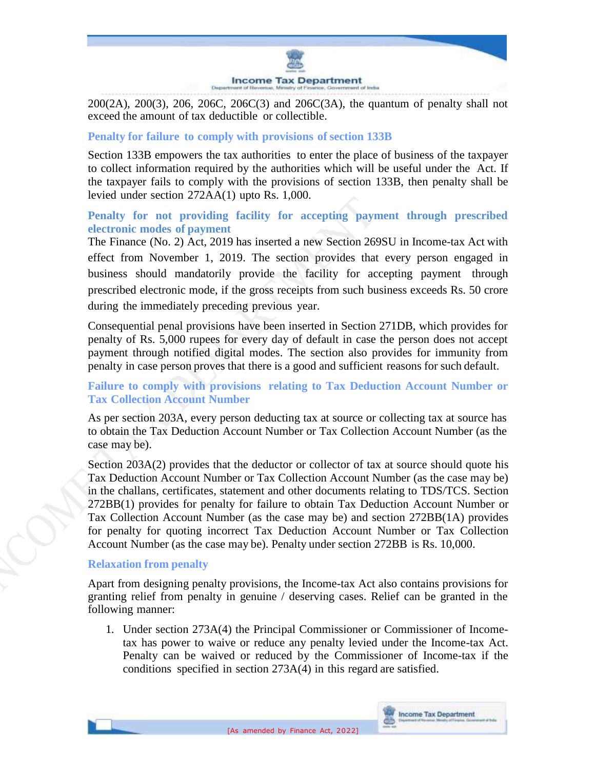200(2A), 200(3), 206, 206C, 206C(3) and 206C(3A), the quantum of penalty shall not exceed the amount of tax deductible or collectible.

### Penalty for failure to comply with provisions of section 133B

Section 133B empowers the tax authorities to enter the place of business of the taxpayer to collect information required by the authorities which will be useful under the Act. If the taxpayer fails to comply with the provisions of section 133B, then penalty shall be levied under section 272AA(1) upto Rs. 1,000.

### Penalty for not providing facility for accepting payment through prescribed electronic modes of payment

The Finance (No. 2) Act, 2019 has inserted a new Section 269SU in Income-tax Act with effect from November 1, 2019. The section provides that every person engaged in business should mandatorily provide the facility for accepting payment through prescribed electronic mode, if the gross receipts from such business exceeds Rs. 50 crore during the immediately preceding previous year.

Consequential penal provisions have been inserted in Section 271DB, which provides for penalty of Rs. 5,000 rupees for every day of default in case the person does not accept payment through notified digital modes. The section also provides for immunity from penalty in case person proves that there is a good and sufficient reasons for such default.

### Failure to comply with provisions relating to Tax Deduction Account Number or Tax Collection Account Number

As per section 203A, every person deducting tax at source or collecting tax at source has to obtain the Tax Deduction Account Number or Tax Collection Account Number (as the case may be).

Section 203A(2) provides that the deductor or collector of tax at source should quote his Tax Deduction Account Number or Tax Collection Account Number (as the case may be) in the challans, certificates, statement and other documents relating to TDS/TCS. Section 272BB(1) provides for penalty for failure to obtain Tax Deduction Account Number or Tax Collection Account Number (as the case may be) and section 272BB(1A) provides for penalty for quoting incorrect Tax Deduction Account Number or Tax Collection Account Number (as the case may be). Penalty under section 272BB is Rs. 10,000.

### Relaxation from penalty

Apart from designing penalty provisions, the Income-tax Act also contains provisions for granting relief from penalty in genuine / deserving cases. Relief can be granted in the following manner:

1. Under section 273A(4) the Principal Commissioner or Commissioner of Income-tax has power to waive or reduce any penalty levied under the Income-tax Act. Penalty can be waived or reduced by the Commissioner of Income-tax if the conditions specified in section 273A(4) in this regard are satisfied.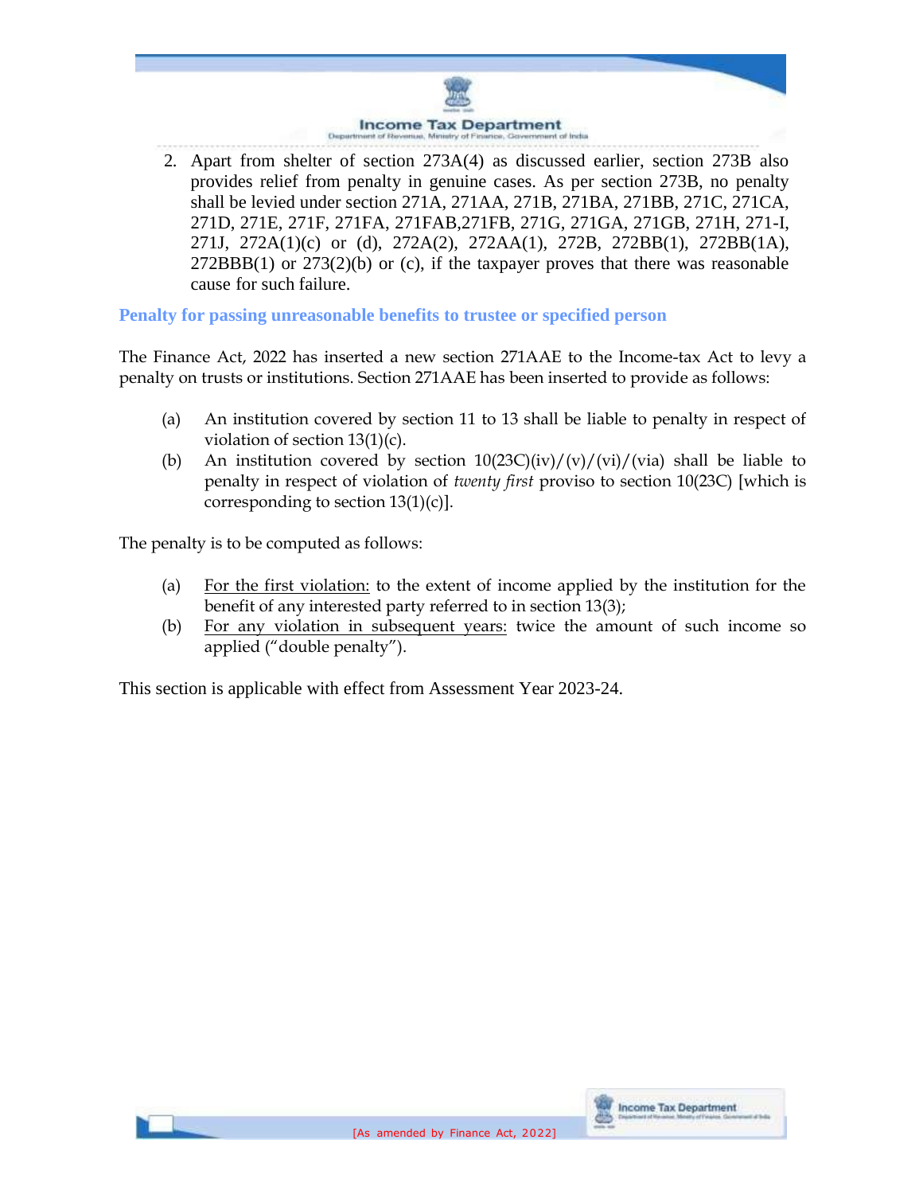2. Apart from shelter of section 273A(4) as discussed earlier, section 273B also provides relief from penalty in genuine cases. As per section 273B, no penalty shall be levied under section 271A, 271AA, 271B, 271BA, 271BB, 271C, 271CA, 271D, 271E, 271F, 271FA, 271FAB,271FB, 271G, 271GA, 271GB, 271H, 271-I, 271J, 272A(1)(c) or (d), 272A(2), 272AA(1), 272B, 272BB(1), 272BB(1A), 272BBB(1) or 273(2)(b) or (c), if the taxpayer proves that there was reasonable cause for such failure.

### Penalty for passing unreasonable benefits to trustee or specified person

The Finance Act, 2022 has inserted a new section 271AAE to the Income-tax Act to levy a penalty on trusts or institutions. Section 271AAE has been inserted to provide as follows:

(a) An institution covered by section 11 to 13 shall be liable to penalty in respect of violation of section 13(1)(c).

(b) An institution covered by section 10(23C)(iv)/(v)/(vi)/(via) shall be liable to penalty in respect of violation of *twenty first* proviso to section 10(23C) [which is corresponding to section 13(1)(c)].

The penalty is to be computed as follows:

(a) <u>For the first violation:</u> to the extent of income applied by the institution for the benefit of any interested party referred to in section 13(3);

(b) <u>For any violation in subsequent years:</u> twice the amount of such income so applied ("double penalty").

This section is applicable with effect from Assessment Year 2023-24.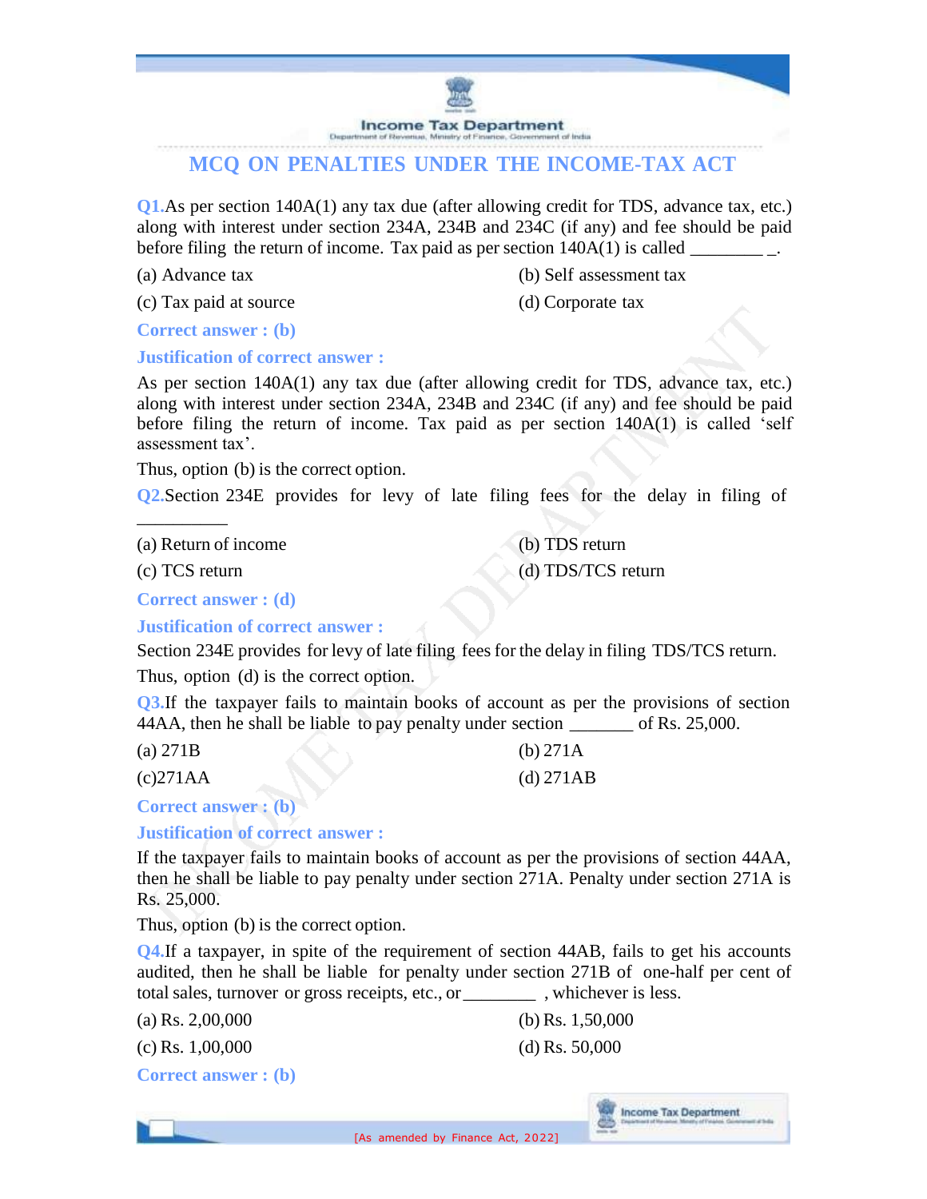## MCQ ON PENALTIES UNDER THE INCOME-TAX ACT

**Q1.** As per section 140A(1) any tax due (after allowing credit for TDS, advance tax, etc.) along with interest under section 234A, 234B and 234C (if any) and fee should be paid before filing the return of income. Tax paid as per section 140A(1) is called ________ _.

(a) Advance tax
(b) Self assessment tax
(c) Tax paid at source
(d) Corporate tax

**Correct answer : (b)**

**Justification of correct answer :**

As per section 140A(1) any tax due (after allowing credit for TDS, advance tax, etc.) along with interest under section 234A, 234B and 234C (if any) and fee should be paid before filing the return of income. Tax paid as per section 140A(1) is called 'self assessment tax'.

Thus, option (b) is the correct option.

**Q2.** Section 234E provides for levy of late filing fees for the delay in filing of __________

(a) Return of income
(b) TDS return
(c) TCS return
(d) TDS/TCS return

**Correct answer : (d)**

**Justification of correct answer :**

Section 234E provides for levy of late filing fees for the delay in filing TDS/TCS return.

Thus, option (d) is the correct option.

**Q3.** If the taxpayer fails to maintain books of account as per the provisions of section 44AA, then he shall be liable to pay penalty under section _______ of Rs. 25,000.

(a) 271B
(b) 271A
(c) 271AA
(d) 271AB

**Correct answer : (b)**

**Justification of correct answer :**

If the taxpayer fails to maintain books of account as per the provisions of section 44AA, then he shall be liable to pay penalty under section 271A. Penalty under section 271A is Rs. 25,000.

Thus, option (b) is the correct option.

**Q4.** If a taxpayer, in spite of the requirement of section 44AB, fails to get his accounts audited, then he shall be liable for penalty under section 271B of one-half per cent of total sales, turnover or gross receipts, etc., or ________ , whichever is less.

(a) Rs. 2,00,000
(b) Rs. 1,50,000
(c) Rs. 1,00,000
(d) Rs. 50,000

**Correct answer : (b)**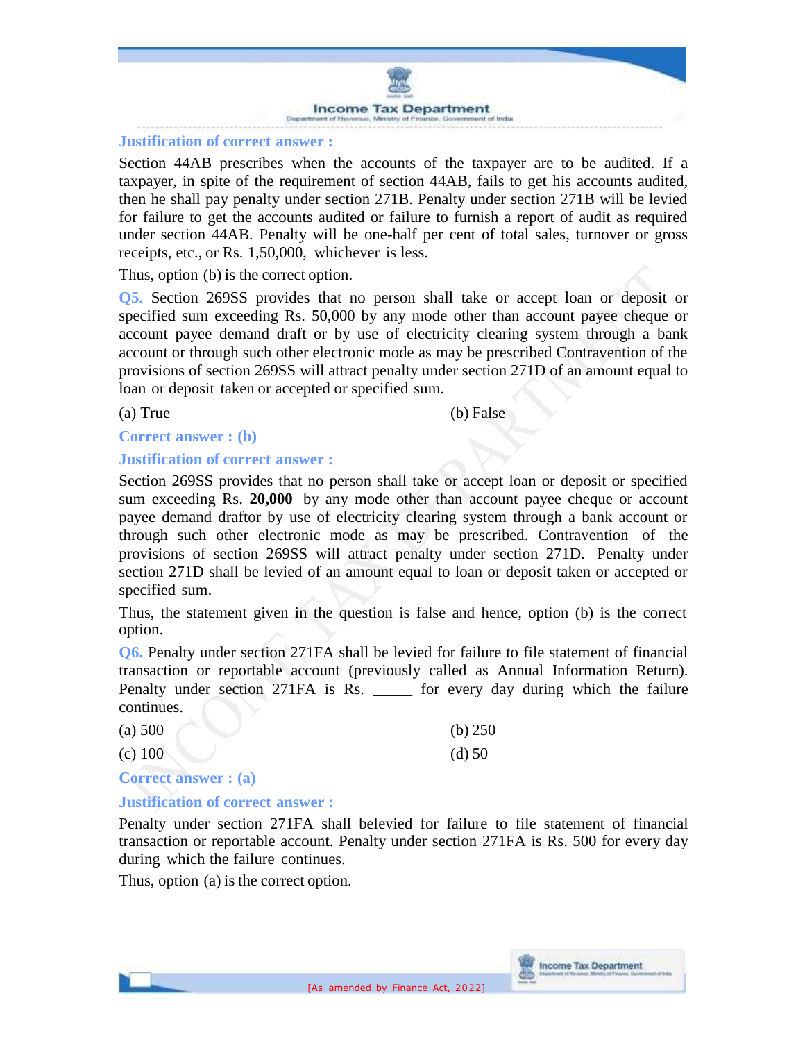**Justification of correct answer :**

Section 44AB prescribes when the accounts of the taxpayer are to be audited. If a taxpayer, in spite of the requirement of section 44AB, fails to get his accounts audited, then he shall pay penalty under section 271B. Penalty under section 271B will be levied for failure to get the accounts audited or failure to furnish a report of audit as required under section 44AB. Penalty will be one-half per cent of total sales, turnover or gross receipts, etc., or Rs. 1,50,000, whichever is less.

Thus, option (b) is the correct option.

**Q5.** Section 269SS provides that no person shall take or accept loan or deposit or specified sum exceeding Rs. 50,000 by any mode other than account payee cheque or account payee demand draft or by use of electricity clearing system through a bank account or through such other electronic mode as may be prescribed Contravention of the provisions of section 269SS will attract penalty under section 271D of an amount equal to loan or deposit taken or accepted or specified sum.

(a) True (b) False

**Correct answer : (b)**

**Justification of correct answer :**

Section 269SS provides that no person shall take or accept loan or deposit or specified sum exceeding Rs. **20,000** by any mode other than account payee cheque or account payee demand draftor by use of electricity clearing system through a bank account or through such other electronic mode as may be prescribed. Contravention of the provisions of section 269SS will attract penalty under section 271D. Penalty under section 271D shall be levied of an amount equal to loan or deposit taken or accepted or specified sum.

Thus, the statement given in the question is false and hence, option (b) is the correct option.

**Q6.** Penalty under section 271FA shall be levied for failure to file statement of financial transaction or reportable account (previously called as Annual Information Return). Penalty under section 271FA is Rs. _____ for every day during which the failure continues.

(a) 500 (b) 250

(c) 100 (d) 50

**Correct answer : (a)**

**Justification of correct answer :**

Penalty under section 271FA shall belevied for failure to file statement of financial transaction or reportable account. Penalty under section 271FA is Rs. 500 for every day during which the failure continues.

Thus, option (a) is the correct option.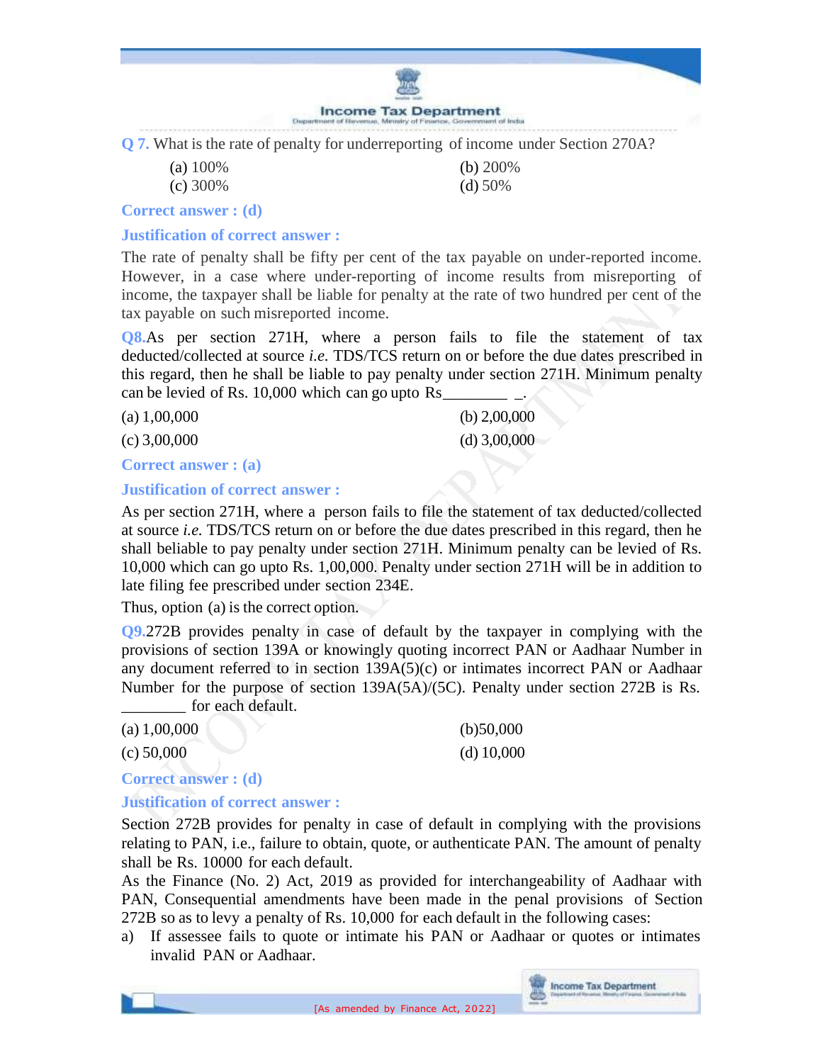**Q 7.** What is the rate of penalty for underreporting of income under Section 270A?

(a) 100% (b) 200%

(c) 300% (d) 50%

**Correct answer : (d)**

**Justification of correct answer :**

The rate of penalty shall be fifty per cent of the tax payable on under-reported income. However, in a case where under-reporting of income results from misreporting of income, the taxpayer shall be liable for penalty at the rate of two hundred per cent of the tax payable on such misreported income.

**Q8.** As per section 271H, where a person fails to file the statement of tax deducted/collected at source *i.e.* TDS/TCS return on or before the due dates prescribed in this regard, then he shall be liable to pay penalty under section 271H. Minimum penalty can be levied of Rs. 10,000 which can go upto Rs________ _.

(a) 1,00,000 (b) 2,00,000

(c) 3,00,000 (d) 3,00,000

**Correct answer : (a)**

**Justification of correct answer :**

As per section 271H, where a person fails to file the statement of tax deducted/collected at source *i.e.* TDS/TCS return on or before the due dates prescribed in this regard, then he shall beliable to pay penalty under section 271H. Minimum penalty can be levied of Rs. 10,000 which can go upto Rs. 1,00,000. Penalty under section 271H will be in addition to late filing fee prescribed under section 234E.

Thus, option (a) is the correct option.

**Q9.** 272B provides penalty in case of default by the taxpayer in complying with the provisions of section 139A or knowingly quoting incorrect PAN or Aadhaar Number in any document referred to in section 139A(5)(c) or intimates incorrect PAN or Aadhaar Number for the purpose of section 139A(5A)/(5C). Penalty under section 272B is Rs. ________ for each default.

(a) 1,00,000 (b)50,000

(c) 50,000 (d) 10,000

**Correct answer : (d)**

**Justification of correct answer :**

Section 272B provides for penalty in case of default in complying with the provisions relating to PAN, i.e., failure to obtain, quote, or authenticate PAN. The amount of penalty shall be Rs. 10000 for each default.

As the Finance (No. 2) Act, 2019 as provided for interchangeability of Aadhaar with PAN, Consequential amendments have been made in the penal provisions of Section 272B so as to levy a penalty of Rs. 10,000 for each default in the following cases:

a) If assessee fails to quote or intimate his PAN or Aadhaar or quotes or intimates invalid PAN or Aadhaar.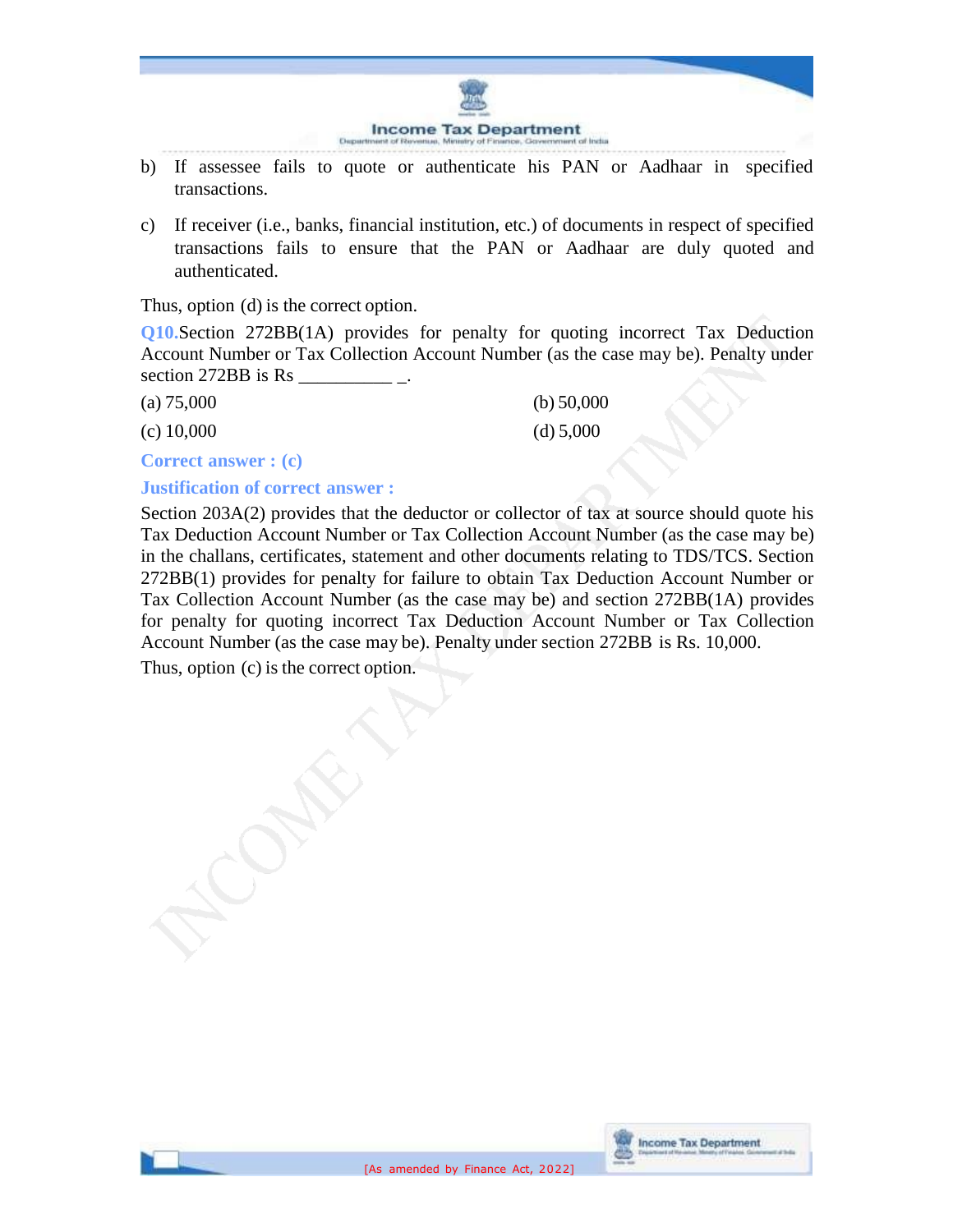b) If assessee fails to quote or authenticate his PAN or Aadhaar in specified transactions.

c) If receiver (i.e., banks, financial institution, etc.) of documents in respect of specified transactions fails to ensure that the PAN or Aadhaar are duly quoted and authenticated.

Thus, option (d) is the correct option.

**Q10.** Section 272BB(1A) provides for penalty for quoting incorrect Tax Deduction Account Number or Tax Collection Account Number (as the case may be). Penalty under section 272BB is Rs __________ _.

| | |
|---|---|
| (a) 75,000 | (b) 50,000 |
| (c) 10,000 | (d) 5,000 |

**Correct answer : (c)**

**Justification of correct answer :**

Section 203A(2) provides that the deductor or collector of tax at source should quote his Tax Deduction Account Number or Tax Collection Account Number (as the case may be) in the challans, certificates, statement and other documents relating to TDS/TCS. Section 272BB(1) provides for penalty for failure to obtain Tax Deduction Account Number or Tax Collection Account Number (as the case may be) and section 272BB(1A) provides for penalty for quoting incorrect Tax Deduction Account Number or Tax Collection Account Number (as the case may be). Penalty under section 272BB is Rs. 10,000.

Thus, option (c) is the correct option.